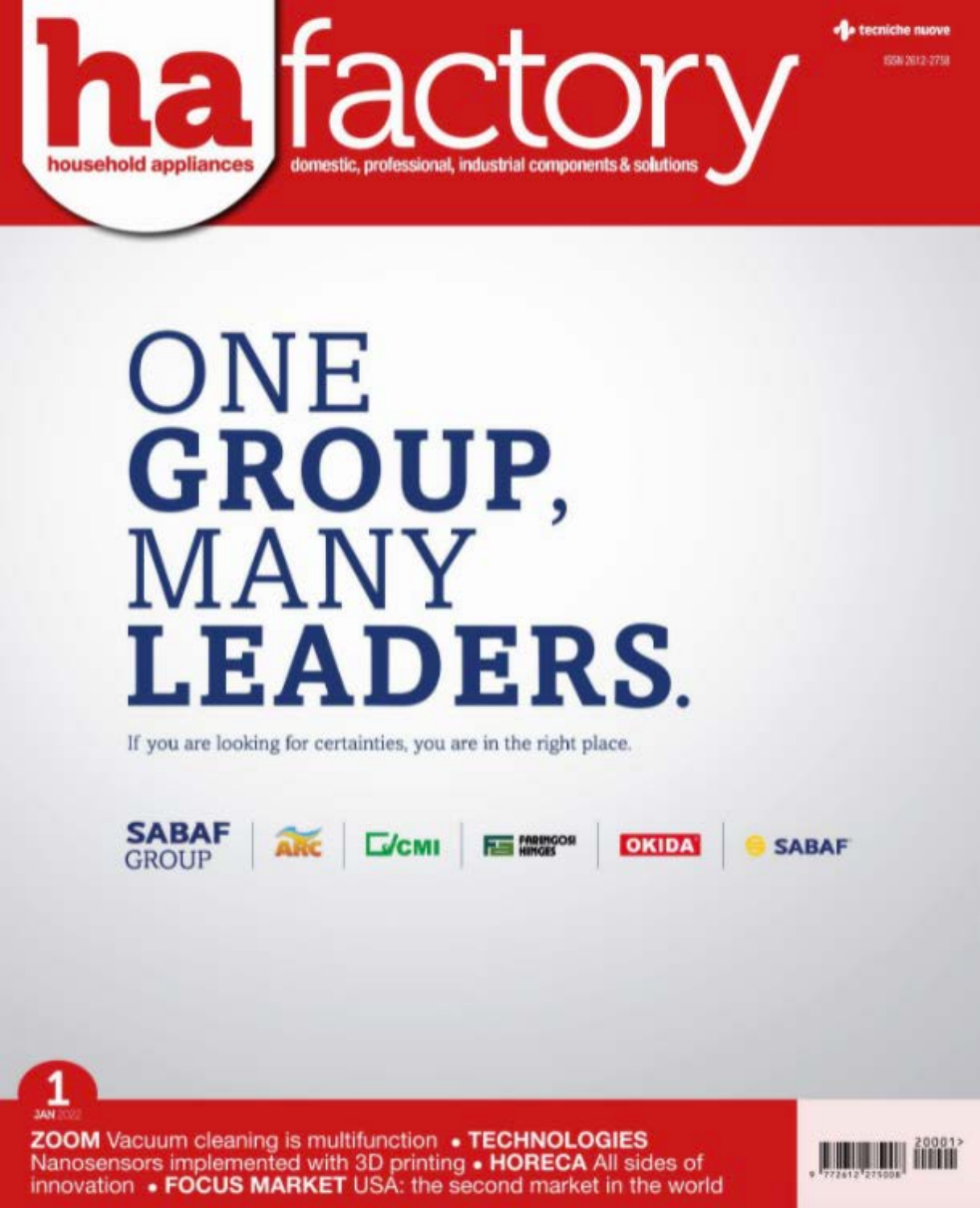# ha factory

household appliances

domestic, professional, industrial components & solutions

tecniche nuove

ISSN 2612-2758

# ONE **GROUP,** MANY **LEADERS.**

If you are looking for certainties, you are in the right place.

SABAF GROUP | ARC | CMI | FARINGOSI HINGES | OKIDA | SABAF

1

JAN 2022

**ZOOM** Vacuum cleaning is multifunction • **TECHNOLOGIES** Nanosensors implemented with 3D printing • **HORECA** All sides of innovation • **FOCUS MARKET** USA: the second market in the world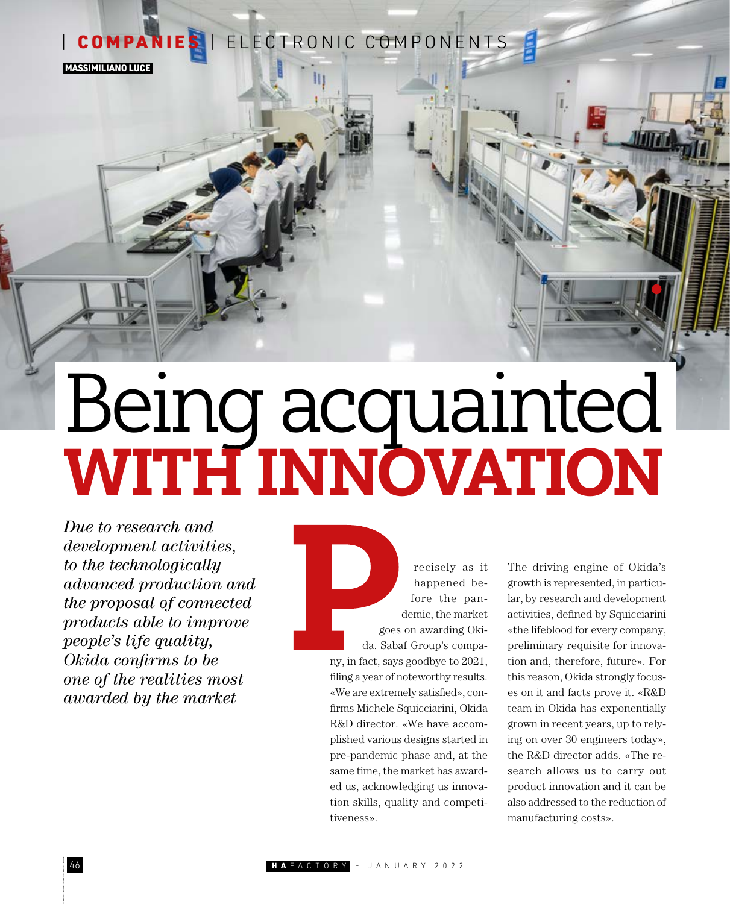| **COMPANIES** | ELECTRONIC COMPONENTS

**MASSIMILIANO LUCE**

# Being acquainted **WITH INNOVATION**

*Due to research and development activities, to the technologically advanced production and the proposal of connected products able to improve people's life quality, Okida confirms to be one of the realities most awarded by the market*

Precisely as it happened before the pandemic, the market goes on awarding Okida. Sabaf Group's company, in fact, says goodbye to 2021, filing a year of noteworthy results. «We are extremely satisfied», confirms Michele Squicciarini, Okida R&D director. «We have accomplished various designs started in pre-pandemic phase and, at the same time, the market has awarded us, acknowledging us innovation skills, quality and competitiveness».

The driving engine of Okida's growth is represented, in particular, by research and development activities, defined by Squicciarini «the lifeblood for every company, preliminary requisite for innovation and, therefore, future». For this reason, Okida strongly focuses on it and facts prove it. «R&D team in Okida has exponentially grown in recent years, up to relying on over 30 engineers today», the R&D director adds. «The research allows us to carry out product innovation and it can be also addressed to the reduction of manufacturing costs».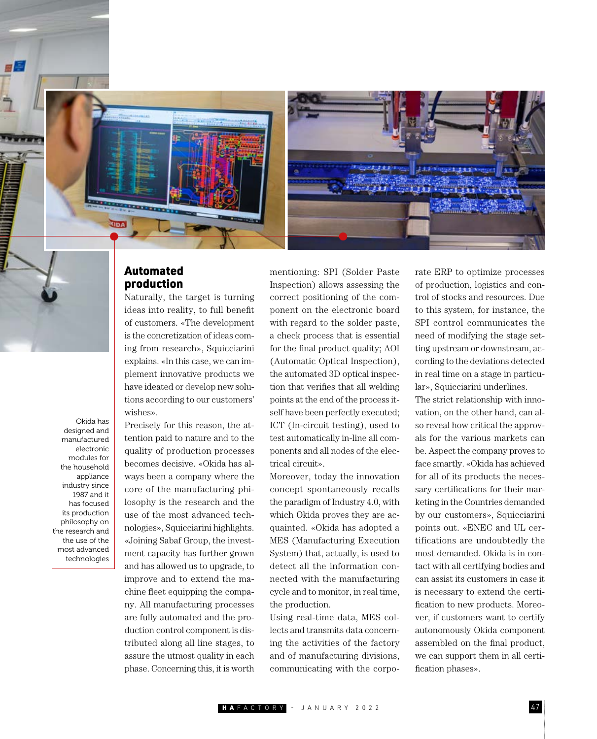Okida has designed and manufactured electronic modules for the household appliance industry since 1987 and it has focused its production philosophy on the research and the use of the most advanced technologies

## Automated production

Naturally, the target is turning ideas into reality, to full benefit of customers. «The development is the concretization of ideas coming from research», Squicciarini explains. «In this case, we can implement innovative products we have ideated or develop new solutions according to our customers' wishes».

Precisely for this reason, the attention paid to nature and to the quality of production processes becomes decisive. «Okida has always been a company where the core of the manufacturing philosophy is the research and the use of the most advanced technologies», Squicciarini highlights. «Joining Sabaf Group, the investment capacity has further grown and has allowed us to upgrade, to improve and to extend the machine fleet equipping the company. All manufacturing processes are fully automated and the production control component is distributed along all line stages, to assure the utmost quality in each phase. Concerning this, it is worth mentioning: SPI (Solder Paste Inspection) allows assessing the correct positioning of the component on the electronic board with regard to the solder paste, a check process that is essential for the final product quality; AOI (Automatic Optical Inspection), the automated 3D optical inspection that verifies that all welding points at the end of the process itself have been perfectly executed; ICT (In-circuit testing), used to test automatically in-line all components and all nodes of the electrical circuit».

Moreover, today the innovation concept spontaneously recalls the paradigm of Industry 4.0, with which Okida proves they are acquainted. «Okida has adopted a MES (Manufacturing Execution System) that, actually, is used to detect all the information connected with the manufacturing cycle and to monitor, in real time, the production.

Using real-time data, MES collects and transmits data concerning the activities of the factory and of manufacturing divisions, communicating with the corporate ERP to optimize processes of production, logistics and control of stocks and resources. Due to this system, for instance, the SPI control communicates the need of modifying the stage setting upstream or downstream, according to the deviations detected in real time on a stage in particular», Squicciarini underlines.

The strict relationship with innovation, on the other hand, can also reveal how critical the approvals for the various markets can be. Aspect the company proves to face smartly. «Okida has achieved for all of its products the necessary certifications for their marketing in the Countries demanded by our customers», Squicciarini points out. «ENEC and UL certifications are undoubtedly the most demanded. Okida is in contact with all certifying bodies and can assist its customers in case it is necessary to extend the certification to new products. Moreover, if customers want to certify autonomously Okida component assembled on the final product, we can support them in all certification phases».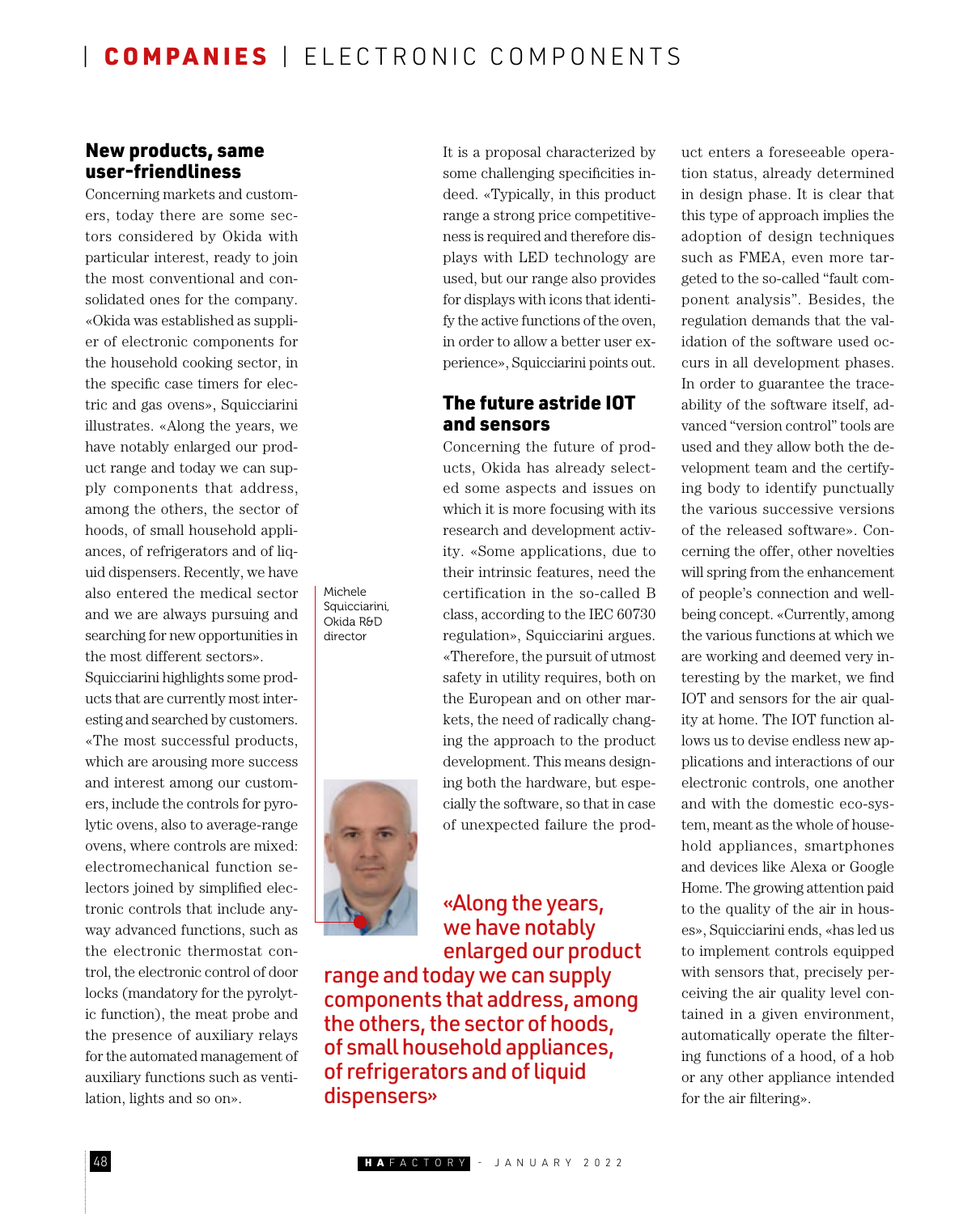## New products, same user-friendliness

Concerning markets and customers, today there are some sectors considered by Okida with particular interest, ready to join the most conventional and consolidated ones for the company. «Okida was established as supplier of electronic components for the household cooking sector, in the specific case timers for electric and gas ovens», Squicciarini illustrates. «Along the years, we have notably enlarged our product range and today we can supply components that address, among the others, the sector of hoods, of small household appliances, of refrigerators and of liquid dispensers. Recently, we have also entered the medical sector and we are always pursuing and searching for new opportunities in the most different sectors».

Squicciarini highlights some products that are currently most interesting and searched by customers. «The most successful products, which are arousing more success and interest among our customers, include the controls for pyrolytic ovens, also to average-range ovens, where controls are mixed: electromechanical function selectors joined by simplified electronic controls that include anyway advanced functions, such as the electronic thermostat control, the electronic control of door locks (mandatory for the pyrolytic function), the meat probe and the presence of auxiliary relays for the automated management of auxiliary functions such as ventilation, lights and so on».

Michele Squicciarini, Okida R&D director

It is a proposal characterized by some challenging specificities indeed. «Typically, in this product range a strong price competitiveness is required and therefore displays with LED technology are used, but our range also provides for displays with icons that identify the active functions of the oven, in order to allow a better user experience», Squicciarini points out.

## The future astride IOT and sensors

Concerning the future of products, Okida has already selected some aspects and issues on which it is more focusing with its research and development activity. «Some applications, due to their intrinsic features, need the certification in the so-called B class, according to the IEC 60730 regulation», Squicciarini argues. «Therefore, the pursuit of utmost safety in utility requires, both on the European and on other markets, the need of radically changing the approach to the product development. This means designing both the hardware, but especially the software, so that in case of unexpected failure the product enters a foreseeable operation status, already determined in design phase. It is clear that this type of approach implies the adoption of design techniques such as FMEA, even more targeted to the so-called "fault component analysis". Besides, the regulation demands that the validation of the software used occurs in all development phases. In order to guarantee the traceability of the software itself, advanced "version control" tools are used and they allow both the development team and the certifying body to identify punctually the various successive versions of the released software». Concerning the offer, other novelties will spring from the enhancement of people's connection and well-being concept. «Currently, among the various functions at which we are working and deemed very interesting by the market, we find IOT and sensors for the air quality at home. The IOT function allows us to devise endless new applications and interactions of our electronic controls, one another and with the domestic eco-system, meant as the whole of household appliances, smartphones and devices like Alexa or Google Home. The growing attention paid to the quality of the air in houses», Squicciarini ends, «has led us to implement controls equipped with sensors that, precisely perceiving the air quality level contained in a given environment, automatically operate the filtering functions of a hood, of a hob or any other appliance intended for the air filtering».

> «Along the years, we have notably enlarged our product range and today we can supply components that address, among the others, the sector of hoods, of small household appliances, of refrigerators and of liquid dispensers»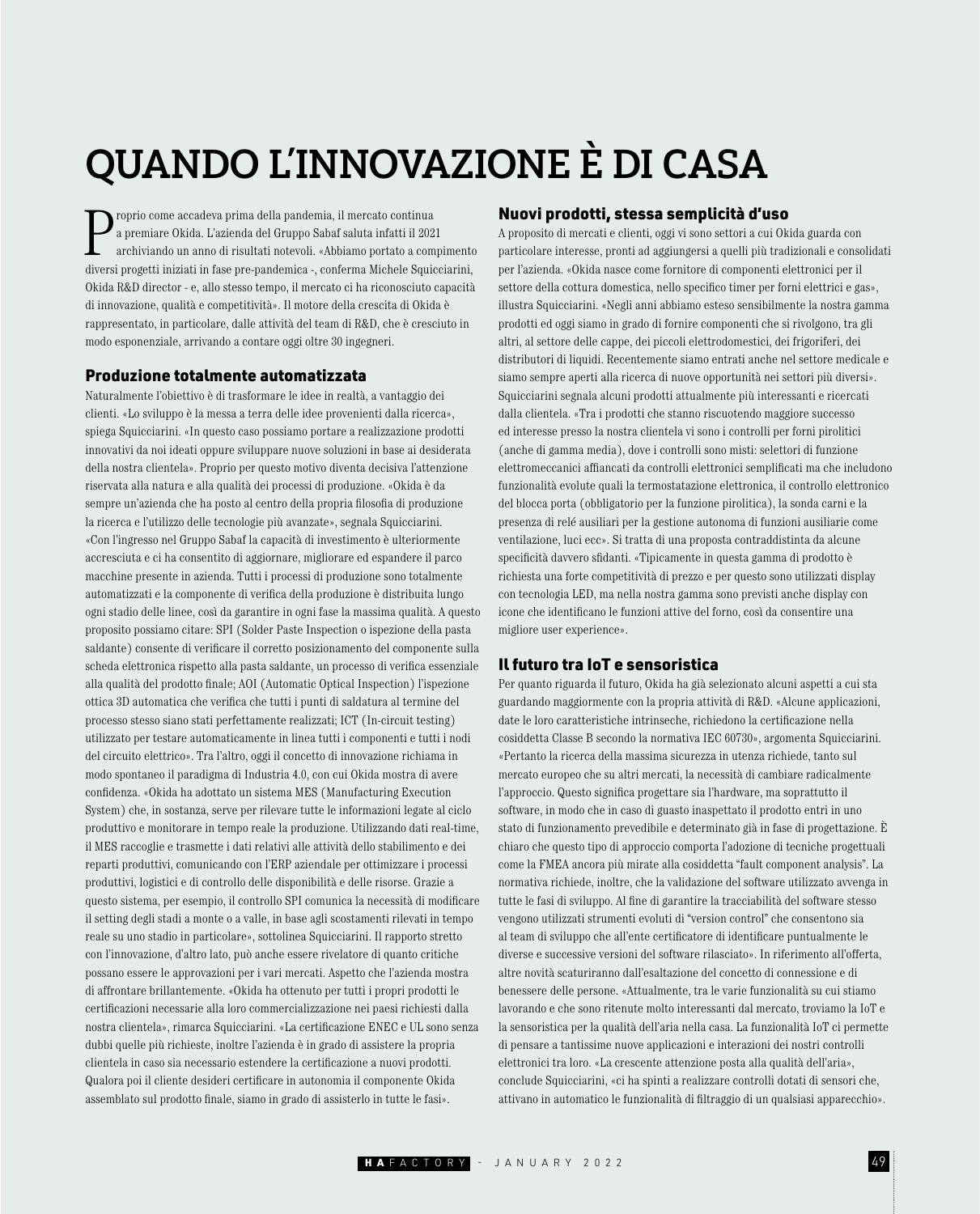# QUANDO L'INNOVAZIONE È DI CASA

Proprio come accadeva prima della pandemia, il mercato continua a premiare Okida. L'azienda del Gruppo Sabaf saluta infatti il 2021 archiviando un anno di risultati notevoli. «Abbiamo portato a compimento diversi progetti iniziati in fase pre-pandemica -, conferma Michele Squicciarini, Okida R&D director - e, allo stesso tempo, il mercato ci ha riconosciuto capacità di innovazione, qualità e competitività». Il motore della crescita di Okida è rappresentato, in particolare, dalle attività del team di R&D, che è cresciuto in modo esponenziale, arrivando a contare oggi oltre 30 ingegneri.

## Produzione totalmente automatizzata

Naturalmente l'obiettivo è di trasformare le idee in realtà, a vantaggio dei clienti. «Lo sviluppo è la messa a terra delle idee provenienti dalla ricerca», spiega Squicciarini. «In questo caso possiamo portare a realizzazione prodotti innovativi da noi ideati oppure sviluppare nuove soluzioni in base ai desiderata della nostra clientela». Proprio per questo motivo diventa decisiva l'attenzione riservata alla natura e alla qualità dei processi di produzione. «Okida è da sempre un'azienda che ha posto al centro della propria filosofia di produzione la ricerca e l'utilizzo delle tecnologie più avanzate», segnala Squicciarini. «Con l'ingresso nel Gruppo Sabaf la capacità di investimento è ulteriormente accresciuta e ci ha consentito di aggiornare, migliorare ed espandere il parco macchine presente in azienda. Tutti i processi di produzione sono totalmente automatizzati e la componente di verifica della produzione è distribuita lungo ogni stadio delle linee, così da garantire in ogni fase la massima qualità. A questo proposito possiamo citare: SPI (Solder Paste Inspection o ispezione della pasta saldante) consente di verificare il corretto posizionamento del componente sulla scheda elettronica rispetto alla pasta saldante, un processo di verifica essenziale alla qualità del prodotto finale; AOI (Automatic Optical Inspection) l'ispezione ottica 3D automatica che verifica che tutti i punti di saldatura al termine del processo stesso siano stati perfettamente realizzati; ICT (In-circuit testing) utilizzato per testare automaticamente in linea tutti i componenti e tutti i nodi del circuito elettrico». Tra l'altro, oggi il concetto di innovazione richiama in modo spontaneo il paradigma di Industria 4.0, con cui Okida mostra di avere confidenza. «Okida ha adottato un sistema MES (Manufacturing Execution System) che, in sostanza, serve per rilevare tutte le informazioni legate al ciclo produttivo e monitorare in tempo reale la produzione. Utilizzando dati real-time, il MES raccoglie e trasmette i dati relativi alle attività dello stabilimento e dei reparti produttivi, comunicando con l'ERP aziendale per ottimizzare i processi produttivi, logistici e di controllo delle disponibilità e delle risorse. Grazie a questo sistema, per esempio, il controllo SPI comunica la necessità di modificare il setting degli stadi a monte o a valle, in base agli scostamenti rilevati in tempo reale su uno stadio in particolare», sottolinea Squicciarini. Il rapporto stretto con l'innovazione, d'altro lato, può anche essere rivelatore di quanto critiche possano essere le approvazioni per i vari mercati. Aspetto che l'azienda mostra di affrontare brillantemente. «Okida ha ottenuto per tutti i propri prodotti le certificazioni necessarie alla loro commercializzazione nei paesi richiesti dalla nostra clientela», rimarca Squicciarini. «La certificazione ENEC e UL sono senza dubbi quelle più richieste, inoltre l'azienda è in grado di assistere la propria clientela in caso sia necessario estendere la certificazione a nuovi prodotti. Qualora poi il cliente desideri certificare in autonomia il componente Okida assemblato sul prodotto finale, siamo in grado di assisterlo in tutte le fasi».

## Nuovi prodotti, stessa semplicità d'uso

A proposito di mercati e clienti, oggi vi sono settori a cui Okida guarda con particolare interesse, pronti ad aggiungersi a quelli più tradizionali e consolidati per l'azienda. «Okida nasce come fornitore di componenti elettronici per il settore della cottura domestica, nello specifico timer per forni elettrici e gas», illustra Squicciarini. «Negli anni abbiamo esteso sensibilmente la nostra gamma prodotti ed oggi siamo in grado di fornire componenti che si rivolgono, tra gli altri, al settore delle cappe, dei piccoli elettrodomestici, dei frigoriferi, dei distributori di liquidi. Recentemente siamo entrati anche nel settore medicale e siamo sempre aperti alla ricerca di nuove opportunità nei settori più diversi». Squicciarini segnala alcuni prodotti attualmente più interessanti e ricercati dalla clientela. «Tra i prodotti che stanno riscuotendo maggiore successo ed interesse presso la nostra clientela vi sono i controlli per forni pirolitici (anche di gamma media), dove i controlli sono misti: selettori di funzione elettromeccanici affiancati da controlli elettronici semplificati ma che includono funzionalità evolute quali la termostatazione elettronica, il controllo elettronico del blocca porta (obbligatorio per la funzione pirolitica), la sonda carni e la presenza di relé ausiliari per la gestione autonoma di funzioni ausiliarie come ventilazione, luci ecc». Si tratta di una proposta contraddistinta da alcune specificità davvero sfidanti. «Tipicamente in questa gamma di prodotto è richiesta una forte competitività di prezzo e per questo sono utilizzati display con tecnologia LED, ma nella nostra gamma sono previsti anche display con icone che identificano le funzioni attive del forno, così da consentire una migliore user experience».

## Il futuro tra IoT e sensoristica

Per quanto riguarda il futuro, Okida ha già selezionato alcuni aspetti a cui sta guardando maggiormente con la propria attività di R&D. «Alcune applicazioni, date le loro caratteristiche intrinseche, richiedono la certificazione nella cosiddetta Classe B secondo la normativa IEC 60730», argomenta Squicciarini. «Pertanto la ricerca della massima sicurezza in utenza richiede, tanto sul mercato europeo che su altri mercati, la necessità di cambiare radicalmente l'approccio. Questo significa progettare sia l'hardware, ma soprattutto il software, in modo che in caso di guasto inaspettato il prodotto entri in uno stato di funzionamento prevedibile e determinato già in fase di progettazione. È chiaro che questo tipo di approccio comporta l'adozione di tecniche progettuali come la FMEA ancora più mirate alla cosiddetta "fault component analysis". La normativa richiede, inoltre, che la validazione del software utilizzato avvenga in tutte le fasi di sviluppo. Al fine di garantire la tracciabilità del software stesso vengono utilizzati strumenti evoluti di "version control" che consentono sia al team di sviluppo che all'ente certificatore di identificare puntualmente le diverse e successive versioni del software rilasciato». In riferimento all'offerta, altre novità scaturiranno dall'esaltazione del concetto di connessione e di benessere delle persone. «Attualmente, tra le varie funzionalità su cui stiamo lavorando e che sono ritenute molto interessanti dal mercato, troviamo la IoT e la sensoristica per la qualità dell'aria nella casa. La funzionalità IoT ci permette di pensare a tantissime nuove applicazioni e interazioni dei nostri controlli elettronici tra loro. «La crescente attenzione posta alla qualità dell'aria», conclude Squicciarini, «ci ha spinti a realizzare controlli dotati di sensori che, attivano in automatico le funzionalità di filtraggio di un qualsiasi apparecchio».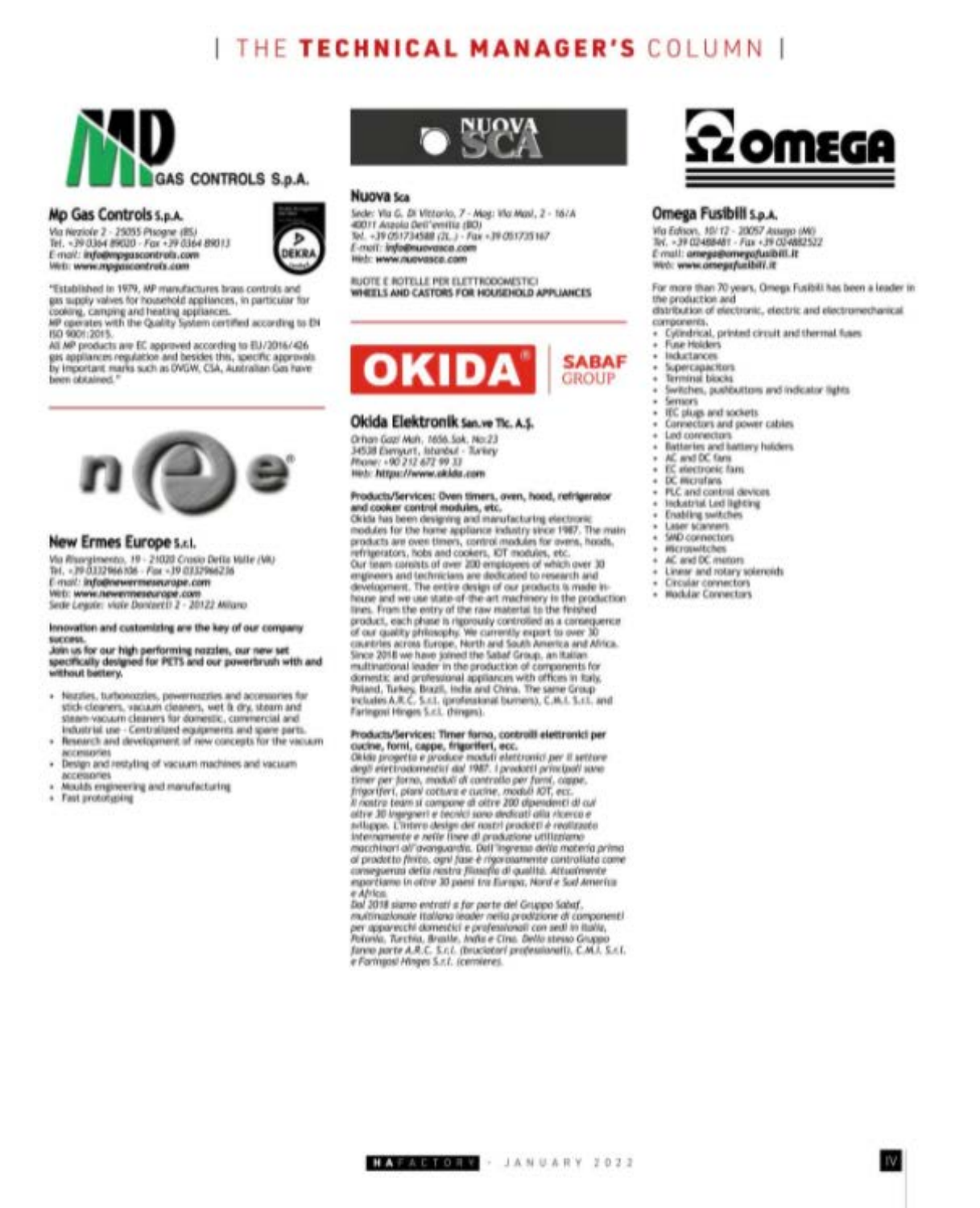# THE TECHNICAL MANAGER'S COLUMN

## Mp Gas Controls S.p.A.

Via Neziole 2 - 25055 Pisogne (BS)
Tel. +39 0364 89020 - Fax +39 0364 89013
E-mail: info@mpgascontrols.com
Web: www.mpgascontrols.com

"Established in 1979, MP manufactures brass controls and gas supply valves for household appliances, in particular for cooking, camping and heating appliances.
MP operates with the Quality System certified according to EN ISO 9001:2015.
All MP products are EC approved according to EU/2016/426 gas appliances regulation and besides this, specific approvals by important marks such as DVGW, CSA, Australian Gas have been obtained."

## New Ermes Europe S.r.l.

Via Risorgimento, 19 - 21020 Crosio Della Valle (VA)
Tel. +39 0332966106 - Fax +39 0332966236
E-mail: info@newermeseurope.com
Web: www.newermeseurope.com
Sede Legale: viale Donizetti 2 - 20122 Milano

**Innovation and customizing are the key of our company success.**
**Join us for our high performing nozzles, our new set specifically designed for PETS and our powerbrush with and without battery.**

- Nozzles, turbonozzles, powernozzles and accessories for stick-cleaners, vacuum cleaners, wet & dry, steam and steam-vacuum cleaners for domestic, commercial and industrial use - Centralized equipments and spare parts.
- Research and development of new concepts for the vacuum accessories
- Design and restyling of vacuum machines and vacuum accessories
- Moulds engineering and manufacturing
- Fast prototyping

## Nuova Sca

Sede: Via G. Di Vittorio, 7 - Mag: Via Masi, 2 - 16/A
40011 Anzola Dell'emilia (BO)
Tel. +39 051734588 (2L.) - Fax +39 051735167
E-mail: info@nuovasca.com
Web: www.nuovasca.com

RUOTE E ROTELLE PER ELETTRODOMESTICI
**WHEELS AND CASTORS FOR HOUSEHOLD APPLIANCES**

## Okida Elektronik San.ve Tic. A.Ş.

Orhan Gazi Mah. 1656.Sok. No:23
34538 Esenyurt, Istanbul - Turkey
Phone: +90 212 672 99 33
Web: https://www.okida.com

**Products/Services: Oven timers, oven, hood, refrigerator and cooker control modules, etc.**
Okida has been designing and manufacturing electronic modules for the home appliance industry since 1987. The main products are oven timers, control modules for ovens, hoods, refrigerators, hobs and cookers, IOT modules, etc.
Our team consists of over 200 employees of which over 30 engineers and technicians are dedicated to research and development. The entire design of our products is made in-house and we use state-of-the art machinery in the production lines. From the entry of the raw material to the finished product, each phase is rigorously controlled as a consequence of our quality philosophy. We currently export to over 30 countries across Europe, North and South America and Africa.
Since 2018 we have joined the Sabaf Group, an Italian multinational leader in the production of components for domestic and professional appliances with offices in Italy, Poland, Turkey, Brazil, India and China. The same Group includes A.R.C. S.r.l. (professional burners), C.M.I. S.r.l. and Faringosi Hinges S.r.l. (hinges).

**Products/Services: Timer forno, controlli elettronici per cucine, forni, cappe, frigoriferi, ecc.**
*Okida progetta e produce moduli elettronici per il settore degli elettrodomestici dal 1987. I prodotti principali sono timer per forno, moduli di controllo per forni, cappe, frigoriferi, piani cottura e cucine, moduli IOT, ecc.*
*Il nostro team si compone di oltre 200 dipendenti di cui oltre 30 ingegneri e tecnici sono dedicati alla ricerca e sviluppo. L'intero design dei nostri prodotti è realizzato internamente e nelle linee di produzione utilizziamo macchinari all'avanguardia. Dall'ingresso della materia prima al prodotto finito, ogni fase è rigorosamente controllata come conseguenza della nostra filosofia di qualità. Attualmente esportiamo in oltre 30 paesi tra Europa, Nord e Sud America e Africa.*
*Dal 2018 siamo entrati a far parte del Gruppo Sabaf, multinazionale italiana leader nella produzione di componenti per apparecchi domestici e professionali con sedi in Italia, Polonia, Turchia, Brasile, India e Cina. Dello stesso Gruppo fanno parte A.R.C. S.r.l. (bruciatori professionali), C.M.I. S.r.l. e Faringosi Hinges S.r.l. (cerniere).*

## Omega Fusibili S.p.A.

Via Edison, 10/12 - 20057 Assago (MI)
Tel. +39 02488481 - Fax +39 02482522
E-mail: omega@omegafusibili.it
Web: www.omegafusibili.it

For more than 70 years, Omega Fusibili has been a leader in the production and
distribution of electronic, electric and electromechanical components.

- Cylindrical, printed circuit and thermal fuses
- Fuse Holders
- Inductances
- Supercapacitors
- Terminal blocks
- Switches, pushbuttons and indicator lights
- Sensors
- IEC plugs and sockets
- Connectors and power cables
- Led connectors
- Batteries and battery holders
- AC and DC fans
- EC electronic fans
- DC Microfans
- PLC and control devices
- Industrial Led lighting
- Enabling switches
- Laser scanners
- SMD connectors
- Microswitches
- AC and DC motors
- Linear and rotary solenoids
- Circular connectors
- Modular Connectors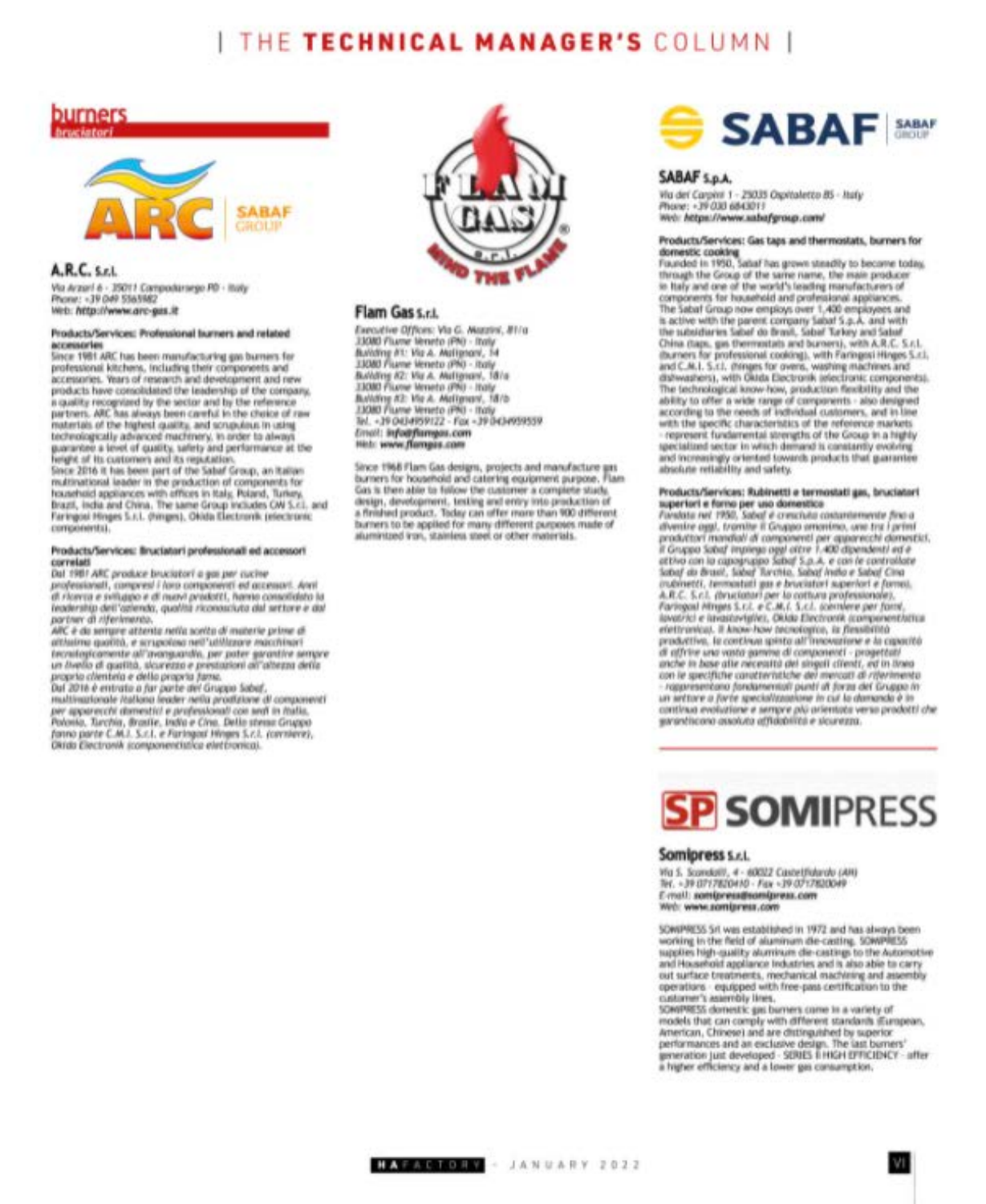# THE TECHNICAL MANAGER'S COLUMN

## burners
*bruciatori*

### A.R.C. S.r.l.

*Via Arzari 6 - 35011 Campodarsego PD - Italy*
*Phone: +39 049 5565982*
*Web: http://www.arc-gas.it*

**Products/Services: Professional burners and related accessories**

Since 1981 ARC has been manufacturing gas burners for professional kitchens, including their components and accessories. Years of research and development and new products have consolidated the leadership of the company, a quality recognized by the sector and by the reference partners. ARC has always been careful in the choice of raw materials of the highest quality, and scrupulous in using technologically advanced machinery, in order to always guarantee a level of quality, safety and performance at the height of its customers and its reputation.
Since 2016 it has been part of the Sabaf Group, an Italian multinational leader in the production of components for household appliances with offices in Italy, Poland, Turkey, Brazil, India and China. The same Group includes CMI S.r.l. and Faringosi Hinges S.r.l. (hinges), Okida Electronic (electronic components).

**Products/Services: Bruciatori professionali ed accessori correlati**

*Dal 1981 ARC produce bruciatori a gas per cucine professionali, compresi i loro componenti ed accessori. Anni di ricerca e sviluppo e di nuovi prodotti, hanno consolidato la leadership dell'azienda, qualità riconosciuta dal settore e dai partner di riferimento.*
*ARC è da sempre attenta nella scelta di materie prime di altissima qualità, e scrupolosa nell'utilizzare macchinari tecnologicamente all'avanguardia, per poter garantire sempre un livello di qualità, sicurezza e prestazioni all'altezza della propria clientela e della propria fama.*
*Dal 2016 è entrato a far parte del Gruppo Sabaf, multinazionale italiana leader nella produzione di componenti per apparecchi domestici e professionali con sedi in Italia, Polonia, Turchia, Brasile, India e Cina. Dello stesso Gruppo fanno parte C.M.I. S.r.l. e Faringosi Hinges S.r.l. (cerniere), Okida Electronic (componentistica elettronica).*

### Flam Gas S.r.l.

*Executive Offices: Via G. Mazzini, 81/a*
*33080 Fiume Veneto (PN) - Italy*
*Building #1: Via A. Malignani, 14*
*33080 Fiume Veneto (PN) - Italy*
*Building #2: Via A. Malignani, 18/a*
*33080 Fiume Veneto (PN) - Italy*
*Building #3: Via A. Malignani, 18/b*
*33080 Fiume Veneto (PN) - Italy*
*Tel. +39 0434959122 - Fax +39 0434959559*
*Email: info@flamgas.com*
*Web: www.flamgas.com*

Since 1968 Flam Gas designs, projects and manufacture gas burners for household and catering equipment purpose. Flam Gas is then able to follow the customer a complete study, design, development, testing and entry into production of a finished product. Today can offer more than 900 different burners to be applied for many different purposes made of aluminized iron, stainless steel or other materials.

### SABAF S.p.A.

*Via dei Carpini 1 - 25035 Ospitaletto BS - Italy*
*Phone: +39 030 6843011*
*Web: https://www.sabafgroup.com/*

**Products/Services: Gas taps and thermostats, burners for domestic cooking**

Founded in 1950, Sabaf has grown steadily to become today, through the Group of the same name, the main producer in Italy and one of the world's leading manufacturers of components for household and professional appliances.
The Sabaf Group now employs over 1,400 employees and is active with the parent company Sabaf S.p.A. and with the subsidiaries Sabaf do Brasil, Sabaf Turkey and Sabaf China (taps, gas thermostats and burners), with A.R.C. S.r.l. (burners for professional cooking), with Faringosi Hinges S.r.l. and C.M.I. S.r.l. (hinges for ovens, washing machines and dishwashers), with Okida Electronik (electronic components).
The technological know-how, production flexibility and the ability to offer a wide range of components - also designed according to the needs of individual customers, and in line with the specific characteristics of the reference markets - represent fundamental strengths of the Group in a highly specialized sector in which demand is constantly evolving and increasingly oriented towards products that guarantee absolute reliability and safety.

**Products/Services: Rubinetti e termostati gas, bruciatori superiori e forno per uso domestico**

*Fondata nel 1950, Sabaf è cresciuta costantemente fino a divenire oggi, tramite il Gruppo omonimo, uno tra i primi produttori mondiali di componenti per apparecchi domestici. Il Gruppo Sabaf impiega oggi oltre 1.400 dipendenti ed è attivo con la capogruppo Sabaf S.p.A. e con le controllate Sabaf do Brasil, Sabaf Turchia, Sabaf India e Sabaf Cina (rubinetti, termostati gas e bruciatori superiori e forno), A.R.C. S.r.l. (bruciatori per la cottura professionale), Faringosi Hinges S.r.l. e C.M.I. S.r.l. (cerniere per forni, lavatrici e lavastoviglie), Okida Electronik (componentistica elettronica). Il know-how tecnologico, la flessibilità produttiva, la continua spinta all'innovazione e la capacità di offrire una vasta gamma di componenti - progettati anche in base alle necessità dei singoli clienti, ed in linea con le specifiche caratteristiche dei mercati di riferimento - rappresentano fondamentali punti di forza del Gruppo in un settore a forte specializzazione in cui la domanda è in continua evoluzione e sempre più orientata verso prodotti che garantiscono assoluta affidabilità e sicurezza.*

### Somipress S.r.l.

*Via S. Scandolli, 4 - 60022 Castelfidardo (AN)*
*Tel. +39 0717820410 - Fax +39 0717820049*
*E-mail: somipress@somipress.com*
*Web: www.somipress.com*

SOMIPRESS Srl was established in 1972 and has always been working in the field of aluminum die-casting. SOMIPRESS supplies high-quality aluminum die-castings to the Automotive and Household appliance Industries and is also able to carry out surface treatments, mechanical machining and assembly operations - equipped with free-pass certification to the customer's assembly lines.
SOMIPRESS domestic gas burners come in a variety of models that can comply with different standards (European, American, Chinese) and are distinguished by superior performances and an exclusive design. The last burners' generation just developed - SERIES II HIGH EFFICIENCY - offer a higher efficiency and a lower gas consumption.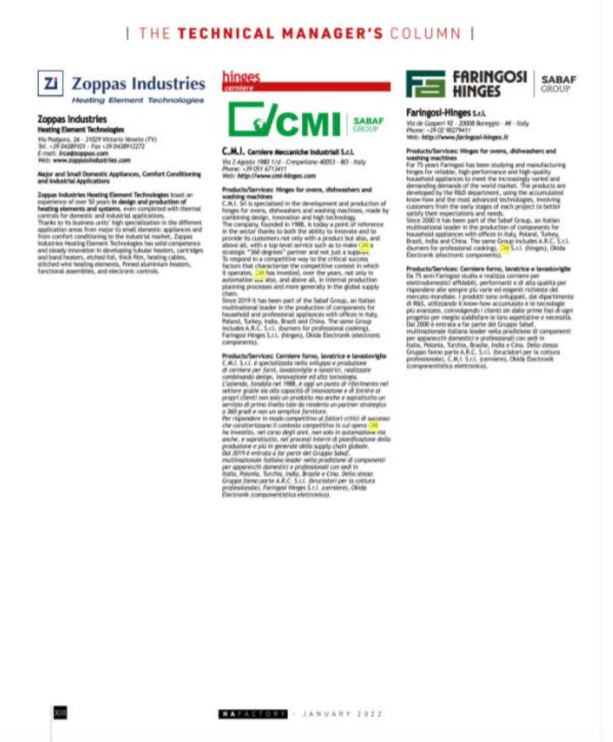# | THE TECHNICAL MANAGER'S COLUMN |

## Zoppas Industries

**Heating Element Technologies**

*Via Podgora, 26 - 31029 Vittorio Veneto (TV)*
*Tel. +39 0438910 1 - Fax +39 0438912272*
*E-mail: ircs@zoppas.com*
*Web: www.zoppasindustries.com*

**Major and Small Domestic Appliances, Comfort Conditioning and Industrial Applications**

**Zoppas Industries Heating Element Technologies** boast an experience of over 50 years **in design and production of heating elements and systems**, even completed with thermal controls for domestic and industrial applications.
Thanks to its business units' high specialization in the different application areas from major to small domestic appliances and from comfort conditioning to the industrial market, Zoppas Industries Heating Element Technologies has solid competence and steady innovation in developing tubular heaters, cartridges and band heaters, etched foil, thick film, heating cables, stitched wire heating elements, finned aluminium heaters, functional assemblies, and electronic controls.

## C.M.I. Cerniere Meccaniche Industriali S.r.l.

*Via 2 Agosto 1980 1/d - Crespellano 40053 - BO - Italy*
*Phone: +39 051 6713411*
*Web: http://www.cmi-hinges.com*

**Products/Services: Hinges for ovens, dishwashers and washing machines**

C.M.I. Srl is specialised in the development and production of hinges for ovens, dishwashers and washing machines, made by combining design, innovation and high technology.
The company, founded in 1988, is today a point of reference in the sector thanks to both the ability to innovate and to provide its customers not only with a product but also, and above all, with a top-level service such as to make CMI a strategic "360 degrees" partner and not just a supplier.
To respond in a competitive way to the critical success factors that characterise the competitive context in which it operates, CMI has invested, over the years, not only in automation but also, and above all, in internal production planning processes and more generally in the global supply chain.
Since 2019 it has been part of the Sabaf Group, an Italian multinational leader in the production of components for household and professional appliances with offices in Italy, Poland, Turkey, India, Brazil and China. The same Group includes A.R.C. S.r.l. (burners for professional cooking), Faringosi Hinges S.r.l. (hinges), Okida Electronik (electronic components).

**Products/Services: Cerniere forno, lavatrice e lavastoviglie**

*C.M.I. S.r.l. è specializzata nello sviluppo e produzione di cerniere per forni, lavastoviglie e lavatrici, realizzate combinando design, innovazione ed alta tecnologia.*
*L'azienda, fondata nel 1988, è oggi un punto di riferimento nel settore grazie sia alla capacità di innovazione e di fornire ai propri clienti non solo un prodotto ma anche e soprattutto un servizio di primo livello tale da renderla un partner strategico a 360 gradi e non un semplice fornitore.*
*Per rispondere in modo competitivo ai fattori critici di successo che caratterizzano il contesto competitivo in cui opera CMI ha investito, nel corso degli anni, non solo in automazione ma anche, e soprattutto, nei processi interni di pianificazione della produzione e più in generale della supply chain globale.*
*Dal 2019 è entrata a far parte del Gruppo Sabaf, multinazionale italiana leader nella produzione di componenti per apparecchi domestici e professionali con sedi in Italia, Polonia, Turchia, India, Brasile e Cina. Dello stesso Gruppo fanno parte A.R.C. S.r.l. (bruciatori per la cottura professionale), Faringosi Hinges S.r.l. (cerniere), Okida Electronik (componentistica elettronica).*

## Faringosi-Hinges s.r.l.

*Via de Gasperi 92 - 20008 Bareggio - MI - Italy*
*Phone: +39 02 9027941 1*
*Web: http://www.faringosi-hinges.it*

**Products/Services: Hinges for ovens, dishwashers and washing machines**

For 75 years Faringosi has been studying and manufacturing hinges for reliable, high-performance and high-quality household appliances to meet the increasingly varied and demanding demands of the world market. The products are developed by the R&D department, using the accumulated know-how and the most advanced technologies, involving customers from the early stages of each project to better satisfy their expectations and needs.
Since 2000 it has been part of the Sabaf Group, an Italian multinational leader in the production of components for household appliances with offices in Italy, Poland, Turkey, Brazil, India and China. The same Group includes A.R.C. S.r.l. (burners for professional cooking), CMI S.r.l. (hinges), Okida Electronik (electronic components).

**Products/Services: Cerniere forno, lavatrice e lavastoviglie**

Da 75 anni Faringosi studia e realizza cerniere per elettrodomestici affidabili, performanti e di alta qualità per rispondere alle sempre più varie ed esigenti richieste del mercato mondiale. I prodotti sono sviluppati, dal dipartimento di R&S, utilizzando il know-how accumulato e le tecnologie più avanzate, coinvolgendo i clienti sin dalle prime fasi di ogni progetto per meglio soddisfare le loro aspettative e necessità.
Dal 2000 è entrata a far parte del Gruppo Sabaf, multinazionale italiana leader nella produzione di componenti per apparecchi domestici e professionali con sedi in Italia, Polonia, Turchia, Brasile, India e Cina. Dello stesso Gruppo fanno parte A.R.C. S.r.l. (bruciatori per la cottura professionale), C.M.I. S.r.l. (cerniere), Okida Electronik (componentistica elettronica).